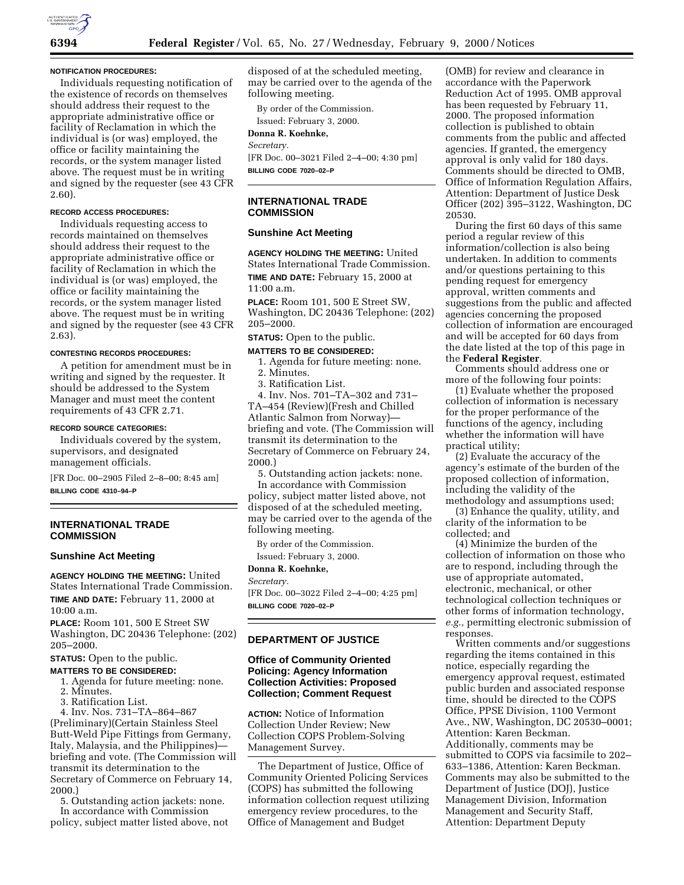**NOTIFICATION PROCEDURES:**

Individuals requesting notification of the existence of records on themselves should address their request to the appropriate administrative office or facility of Reclamation in which the individual is (or was) employed, the office or facility maintaining the records, or the system manager listed above. The request must be in writing and signed by the requester (see 43 CFR 2.60).

**RECORD ACCESS PROCEDURES:**

Individuals requesting access to records maintained on themselves should address their request to the appropriate administrative office or facility of Reclamation in which the individual is (or was) employed, the office or facility maintaining the records, or the system manager listed above. The request must be in writing and signed by the requester (see 43 CFR 2.63).

**CONTESTING RECORDS PROCEDURES:**

A petition for amendment must be in writing and signed by the requester. It should be addressed to the System Manager and must meet the content requirements of 43 CFR 2.71.

**RECORD SOURCE CATEGORIES:**

Individuals covered by the system, supervisors, and designated management officials.

[FR Doc. 00–2905 Filed 2–8–00; 8:45 am]

**BILLING CODE 4310–94–P**

## INTERNATIONAL TRADE COMMISSION

### Sunshine Act Meeting

**AGENCY HOLDING THE MEETING:** United States International Trade Commission.

**TIME AND DATE:** February 11, 2000 at 10:00 a.m.

**PLACE:** Room 101, 500 E Street SW Washington, DC 20436 Telephone: (202) 205–2000.

**STATUS:** Open to the public.

**MATTERS TO BE CONSIDERED:**

1. Agenda for future meeting: none.
2. Minutes.
3. Ratification List.
4. Inv. Nos. 731–TA–864–867 (Preliminary)(Certain Stainless Steel Butt-Weld Pipe Fittings from Germany, Italy, Malaysia, and the Philippines)—briefing and vote. (The Commission will transmit its determination to the Secretary of Commerce on February 14, 2000.)
5. Outstanding action jackets: none.

In accordance with Commission policy, subject matter listed above, not disposed of at the scheduled meeting, may be carried over to the agenda of the following meeting.

By order of the Commission.

Issued: February 3, 2000.

**Donna R. Koehnke,**

*Secretary.*

[FR Doc. 00–3021 Filed 2–4–00; 4:30 pm]

**BILLING CODE 7020–02–P**

## INTERNATIONAL TRADE COMMISSION

### Sunshine Act Meeting

**AGENCY HOLDING THE MEETING:** United States International Trade Commission.

**TIME AND DATE:** February 15, 2000 at 11:00 a.m.

**PLACE:** Room 101, 500 E Street SW, Washington, DC 20436 Telephone: (202) 205–2000.

**STATUS:** Open to the public.

**MATTERS TO BE CONSIDERED:**

1. Agenda for future meeting: none.
2. Minutes.
3. Ratification List.
4. Inv. Nos. 701–TA–302 and 731–TA–454 (Review)(Fresh and Chilled Atlantic Salmon from Norway)—briefing and vote. (The Commission will transmit its determination to the Secretary of Commerce on February 24, 2000.)
5. Outstanding action jackets: none.

In accordance with Commission policy, subject matter listed above, not disposed of at the scheduled meeting, may be carried over to the agenda of the following meeting.

By order of the Commission.

Issued: February 3, 2000.

**Donna R. Koehnke,**

*Secretary.*

[FR Doc. 00–3022 Filed 2–4–00; 4:25 pm]

**BILLING CODE 7020–02–P**

## DEPARTMENT OF JUSTICE

### Office of Community Oriented Policing: Agency Information Collection Activities: Proposed Collection; Comment Request

**ACTION:** Notice of Information Collection Under Review; New Collection COPS Problem-Solving Management Survey.

The Department of Justice, Office of Community Oriented Policing Services (COPS) has submitted the following information collection request utilizing emergency review procedures, to the Office of Management and Budget (OMB) for review and clearance in accordance with the Paperwork Reduction Act of 1995. OMB approval has been requested by February 11, 2000. The proposed information collection is published to obtain comments from the public and affected agencies. If granted, the emergency approval is only valid for 180 days. Comments should be directed to OMB, Office of Information Regulation Affairs, Attention: Department of Justice Desk Officer (202) 395–3122, Washington, DC 20530.

During the first 60 days of this same period a regular review of this information/collection is also being undertaken. In addition to comments and/or questions pertaining to this pending request for emergency approval, written comments and suggestions from the public and affected agencies concerning the proposed collection of information are encouraged and will be accepted for 60 days from the date listed at the top of this page in the **Federal Register**.

Comments should address one or more of the following four points:

(1) Evaluate whether the proposed collection of information is necessary for the proper performance of the functions of the agency, including whether the information will have practical utility;

(2) Evaluate the accuracy of the agency's estimate of the burden of the proposed collection of information, including the validity of the methodology and assumptions used;

(3) Enhance the quality, utility, and clarity of the information to be collected; and

(4) Minimize the burden of the collection of information on those who are to respond, including through the use of appropriate automated, electronic, mechanical, or other technological collection techniques or other forms of information technology, *e.g.,* permitting electronic submission of responses.

Written comments and/or suggestions regarding the items contained in this notice, especially regarding the emergency approval request, estimated public burden and associated response time, should be directed to the COPS Office, PPSE Division, 1100 Vermont Ave., NW, Washington, DC 20530–0001; Attention: Karen Beckman. Additionally, comments may be submitted to COPS via facsimile to 202–633–1386, Attention: Karen Beckman. Comments may also be submitted to the Department of Justice (DOJ), Justice Management Division, Information Management and Security Staff, Attention: Department Deputy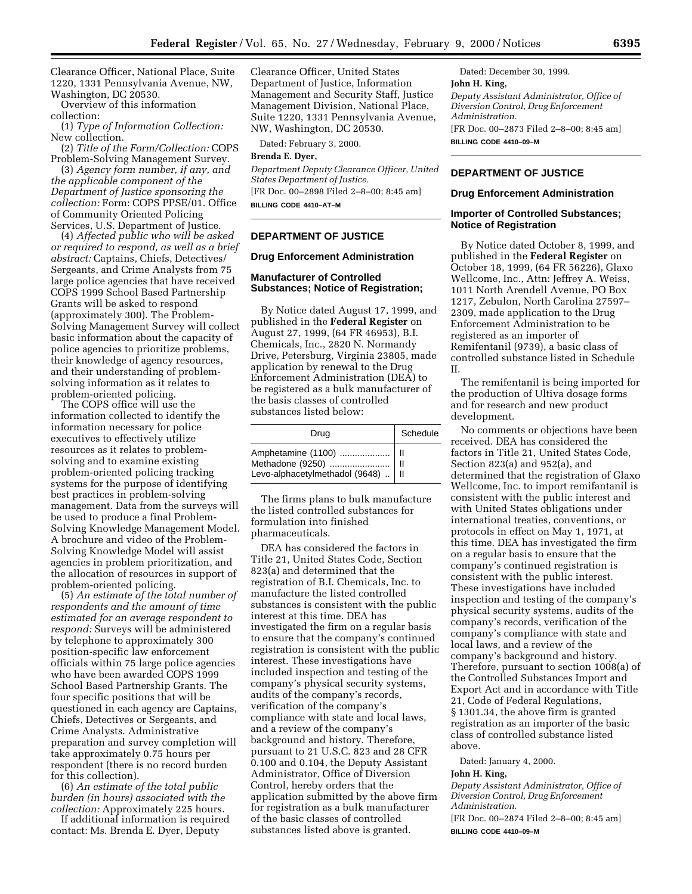Clearance Officer, National Place, Suite 1220, 1331 Pennsylvania Avenue, NW, Washington, DC 20530.

Overview of this information collection:

(1) *Type of Information Collection:* New collection.

(2) *Title of the Form/Collection:* COPS Problem-Solving Management Survey.

(3) *Agency form number, if any, and the applicable component of the Department of Justice sponsoring the collection:* Form: COPS PPSE/01. Office of Community Oriented Policing Services, U.S. Department of Justice.

(4) *Affected public who will be asked or required to respond, as well as a brief abstract:* Captains, Chiefs, Detectives/Sergeants, and Crime Analysts from 75 large police agencies that have received COPS 1999 School Based Partnership Grants will be asked to respond (approximately 300). The Problem-Solving Management Survey will collect basic information about the capacity of police agencies to prioritize problems, their knowledge of agency resources, and their understanding of problem-solving information as it relates to problem-oriented policing.

The COPS office will use the information collected to identify the information necessary for police executives to effectively utilize resources as it relates to problem-solving and to examine existing problem-oriented policing tracking systems for the purpose of identifying best practices in problem-solving management. Data from the surveys will be used to produce a final Problem-Solving Knowledge Management Model. A brochure and video of the Problem-Solving Knowledge Model will assist agencies in problem prioritization, and the allocation of resources in support of problem-oriented policing.

(5) *An estimate of the total number of respondents and the amount of time estimated for an average respondent to respond:* Surveys will be administered by telephone to approximately 300 position-specific law enforcement officials within 75 large police agencies who have been awarded COPS 1999 School Based Partnership Grants. The four specific positions that will be questioned in each agency are Captains, Chiefs, Detectives or Sergeants, and Crime Analysts. Administrative preparation and survey completion will take approximately 0.75 hours per respondent (there is no record burden for this collection).

(6) *An estimate of the total public burden (in hours) associated with the collection:* Approximately 225 hours.

If additional information is required contact: Ms. Brenda E. Dyer, Deputy Clearance Officer, United States Department of Justice, Information Management and Security Staff, Justice Management Division, National Place, Suite 1220, 1331 Pennsylvania Avenue, NW, Washington, DC 20530.

Dated: February 3, 2000.

**Brenda E. Dyer,**

*Department Deputy Clearance Officer, United States Department of Justice.*

[FR Doc. 00–2898 Filed 2–8–00; 8:45 am]

**BILLING CODE 4410–AT–M**

## DEPARTMENT OF JUSTICE

### Drug Enforcement Administration

### Manufacturer of Controlled Substances; Notice of Registration;

By Notice dated August 17, 1999, and published in the **Federal Register** on August 27, 1999, (64 FR 46953), B.I. Chemicals, Inc., 2820 N. Normandy Drive, Petersburg, Virginia 23805, made application by renewal to the Drug Enforcement Administration (DEA) to be registered as a bulk manufacturer of the basis classes of controlled substances listed below:

| Drug | Schedule |
|---|---|
| Amphetamine (1100) .................... | II |
| Methadone (9250) ........................ | II |
| Levo-alphacetylmethadol (9648) .. | II |

The firms plans to bulk manufacture the listed controlled substances for formulation into finished pharmaceuticals.

DEA has considered the factors in Title 21, United States Code, Section 823(a) and determined that the registration of B.I. Chemicals, Inc. to manufacture the listed controlled substances is consistent with the public interest at this time. DEA has investigated the firm on a regular basis to ensure that the company's continued registration is consistent with the public interest. These investigations have included inspection and testing of the company's physical security systems, audits of the company's records, verification of the company's compliance with state and local laws, and a review of the company's background and history. Therefore, pursuant to 21 U.S.C. 823 and 28 CFR 0.100 and 0.104, the Deputy Assistant Administrator, Office of Diversion Control, hereby orders that the application submitted by the above firm for registration as a bulk manufacturer of the basic classes of controlled substances listed above is granted.

Dated: December 30, 1999.

**John H. King,**

*Deputy Assistant Administrator, Office of Diversion Control, Drug Enforcement Administration.*

[FR Doc. 00–2873 Filed 2–8–00; 8:45 am]

**BILLING CODE 4410–09–M**

## DEPARTMENT OF JUSTICE

### Drug Enforcement Administration

### Importer of Controlled Substances; Notice of Registration

By Notice dated October 8, 1999, and published in the **Federal Register** on October 18, 1999, (64 FR 56226), Glaxo Wellcome, Inc., Attn: Jeffrey A. Weiss, 1011 North Arendell Avenue, PO Box 1217, Zebulon, North Carolina 27597–2309, made application to the Drug Enforcement Administration to be registered as an importer of Remifentanil (9739), a basic class of controlled substance listed in Schedule II.

The remifentanil is being imported for the production of Ultiva dosage forms and for research and new product development.

No comments or objections have been received. DEA has considered the factors in Title 21, United States Code, Section 823(a) and 952(a), and determined that the registration of Glaxo Wellcome, Inc. to import remifantanil is consistent with the public interest and with United States obligations under international treaties, conventions, or protocols in effect on May 1, 1971, at this time. DEA has investigated the firm on a regular basis to ensure that the company's continued registration is consistent with the public interest. These investigations have included inspection and testing of the company's physical security systems, audits of the company's records, verification of the company's compliance with state and local laws, and a review of the company's background and history. Therefore, pursuant to section 1008(a) of the Controlled Substances Import and Export Act and in accordance with Title 21, Code of Federal Regulations, § 1301.34, the above firm is granted registration as an importer of the basic class of controlled substance listed above.

Dated: January 4, 2000.

**John H. King,**

*Deputy Assistant Administrator, Office of Diversion Control, Drug Enforcement Administration.*

[FR Doc. 00–2874 Filed 2–8–00; 8:45 am]

**BILLING CODE 4410–09–M**